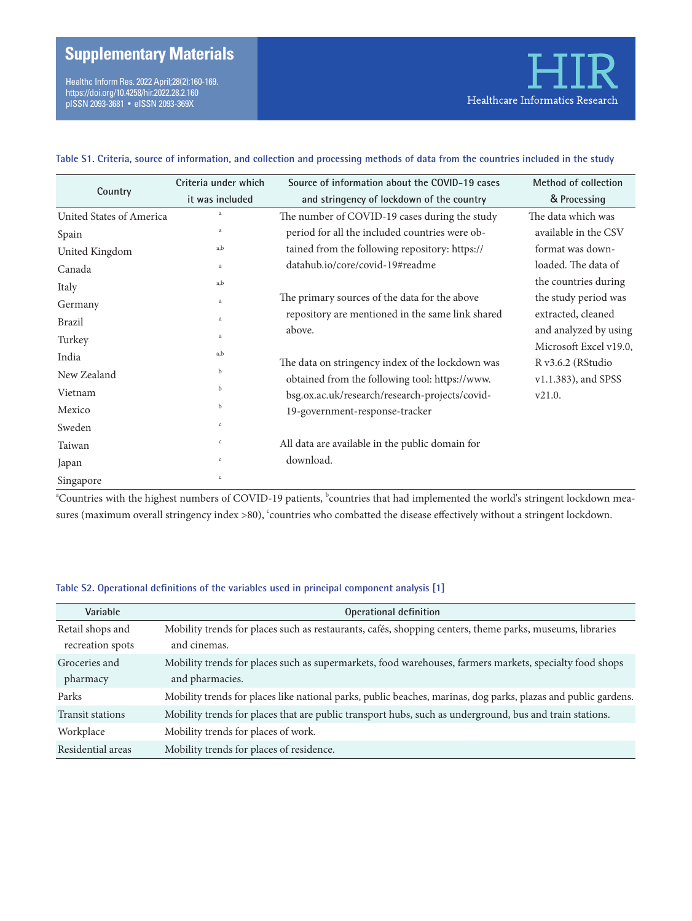## Supplementary Materials

Healthc Inform Res. 2022 April;28(2):160-169.
https://doi.org/10.4258/hir.2022.28.2.160
pISSN 2093-3681 • eISSN 2093-369X

**Table S1. Criteria, source of information, and collection and processing methods of data from the countries included in the study**

| Country | Criteria under which it was included | Source of information about the COVID-19 cases and stringency of lockdown of the country | Method of collection & Processing |
|---|---|---|---|
| United States of America | a | The number of COVID-19 cases during the study period for all the included countries were obtained from the following repository: https://datahub.io/core/covid-19#readme<br><br>The primary sources of the data for the above repository are mentioned in the same link shared above.<br><br>The data on stringency index of the lockdown was obtained from the following tool: https://www.bsg.ox.ac.uk/research/research-projects/covid-19-government-response-tracker<br><br>All data are available in the public domain for download. | The data which was available in the CSV format was downloaded. The data of the countries during the study period was extracted, cleaned and analyzed by using Microsoft Excel v19.0, R v3.6.2 (RStudio v1.1.383), and SPSS v21.0. |
| Spain | a | | |
| United Kingdom | a,b | | |
| Canada | a | | |
| Italy | a,b | | |
| Germany | a | | |
| Brazil | a | | |
| Turkey | a | | |
| India | a,b | | |
| New Zealand | b | | |
| Vietnam | b | | |
| Mexico | b | | |
| Sweden | c | | |
| Taiwan | c | | |
| Japan | c | | |
| Singapore | c | | |

[a]Countries with the highest numbers of COVID-19 patients, [b]countries that had implemented the world's stringent lockdown measures (maximum overall stringency index >80), [c]countries who combatted the disease effectively without a stringent lockdown.

**Table S2. Operational definitions of the variables used in principal component analysis [1]**

| Variable | Operational definition |
|---|---|
| Retail shops and recreation spots | Mobility trends for places such as restaurants, cafés, shopping centers, theme parks, museums, libraries and cinemas. |
| Groceries and pharmacy | Mobility trends for places such as supermarkets, food warehouses, farmers markets, specialty food shops and pharmacies. |
| Parks | Mobility trends for places like national parks, public beaches, marinas, dog parks, plazas and public gardens. |
| Transit stations | Mobility trends for places that are public transport hubs, such as underground, bus and train stations. |
| Workplace | Mobility trends for places of work. |
| Residential areas | Mobility trends for places of residence. |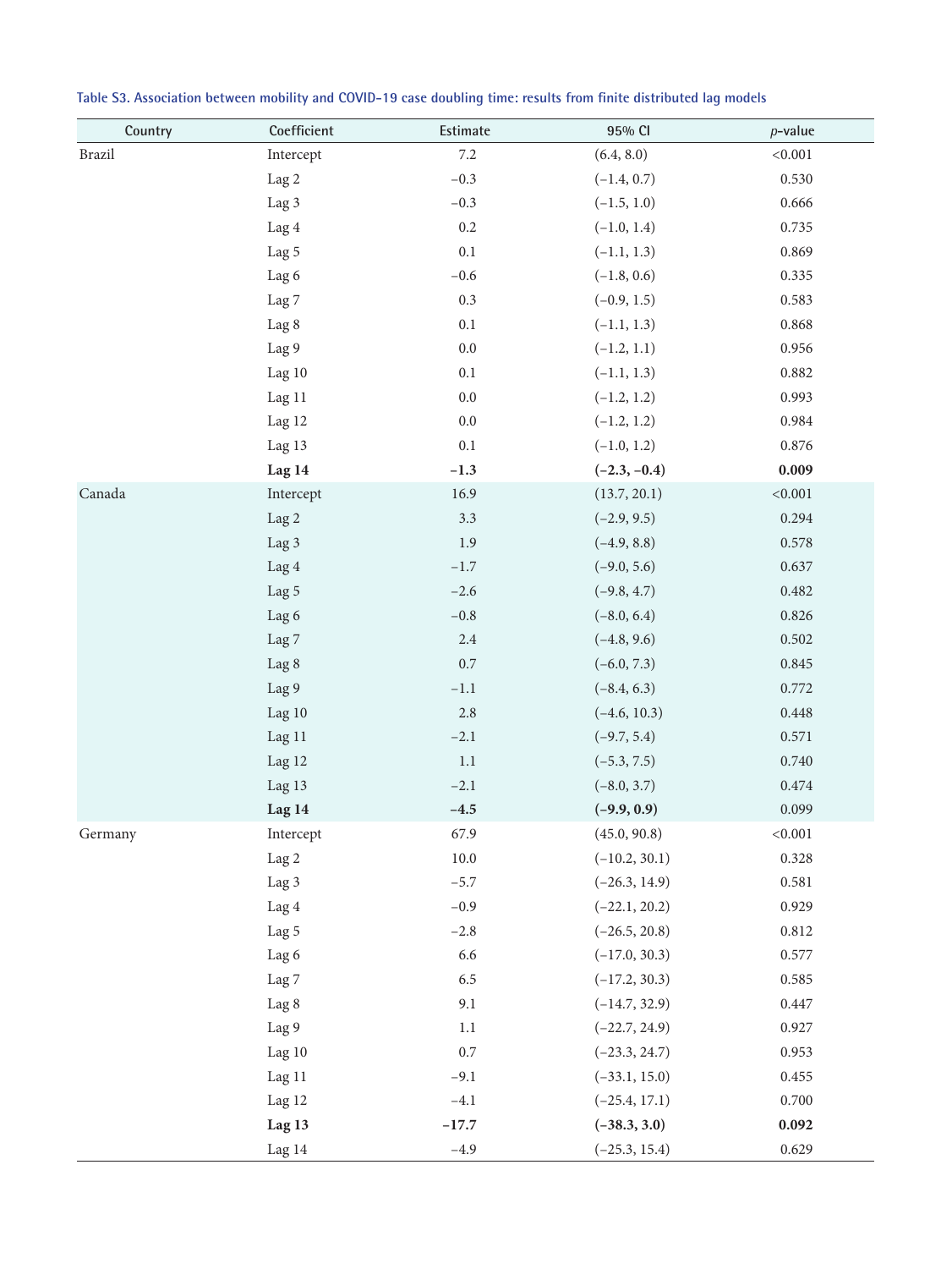**Table S3. Association between mobility and COVID-19 case doubling time: results from finite distributed lag models**

| Country | Coefficient | Estimate | 95% CI | *p*-value |
|---|---|---|---|---|
| Brazil | Intercept | 7.2 | (6.4, 8.0) | <0.001 |
| | Lag 2 | −0.3 | (−1.4, 0.7) | 0.530 |
| | Lag 3 | −0.3 | (−1.5, 1.0) | 0.666 |
| | Lag 4 | 0.2 | (−1.0, 1.4) | 0.735 |
| | Lag 5 | 0.1 | (−1.1, 1.3) | 0.869 |
| | Lag 6 | −0.6 | (−1.8, 0.6) | 0.335 |
| | Lag 7 | 0.3 | (−0.9, 1.5) | 0.583 |
| | Lag 8 | 0.1 | (−1.1, 1.3) | 0.868 |
| | Lag 9 | 0.0 | (−1.2, 1.1) | 0.956 |
| | Lag 10 | 0.1 | (−1.1, 1.3) | 0.882 |
| | Lag 11 | 0.0 | (−1.2, 1.2) | 0.993 |
| | Lag 12 | 0.0 | (−1.2, 1.2) | 0.984 |
| | Lag 13 | 0.1 | (−1.0, 1.2) | 0.876 |
| | **Lag 14** | **−1.3** | **(−2.3, −0.4)** | **0.009** |
| Canada | Intercept | 16.9 | (13.7, 20.1) | <0.001 |
| | Lag 2 | 3.3 | (−2.9, 9.5) | 0.294 |
| | Lag 3 | 1.9 | (−4.9, 8.8) | 0.578 |
| | Lag 4 | −1.7 | (−9.0, 5.6) | 0.637 |
| | Lag 5 | −2.6 | (−9.8, 4.7) | 0.482 |
| | Lag 6 | −0.8 | (−8.0, 6.4) | 0.826 |
| | Lag 7 | 2.4 | (−4.8, 9.6) | 0.502 |
| | Lag 8 | 0.7 | (−6.0, 7.3) | 0.845 |
| | Lag 9 | −1.1 | (−8.4, 6.3) | 0.772 |
| | Lag 10 | 2.8 | (−4.6, 10.3) | 0.448 |
| | Lag 11 | −2.1 | (−9.7, 5.4) | 0.571 |
| | Lag 12 | 1.1 | (−5.3, 7.5) | 0.740 |
| | Lag 13 | −2.1 | (−8.0, 3.7) | 0.474 |
| | **Lag 14** | **−4.5** | **(−9.9, 0.9)** | 0.099 |
| Germany | Intercept | 67.9 | (45.0, 90.8) | <0.001 |
| | Lag 2 | 10.0 | (−10.2, 30.1) | 0.328 |
| | Lag 3 | −5.7 | (−26.3, 14.9) | 0.581 |
| | Lag 4 | −0.9 | (−22.1, 20.2) | 0.929 |
| | Lag 5 | −2.8 | (−26.5, 20.8) | 0.812 |
| | Lag 6 | 6.6 | (−17.0, 30.3) | 0.577 |
| | Lag 7 | 6.5 | (−17.2, 30.3) | 0.585 |
| | Lag 8 | 9.1 | (−14.7, 32.9) | 0.447 |
| | Lag 9 | 1.1 | (−22.7, 24.9) | 0.927 |
| | Lag 10 | 0.7 | (−23.3, 24.7) | 0.953 |
| | Lag 11 | −9.1 | (−33.1, 15.0) | 0.455 |
| | Lag 12 | −4.1 | (−25.4, 17.1) | 0.700 |
| | **Lag 13** | **−17.7** | **(−38.3, 3.0)** | **0.092** |
| | Lag 14 | −4.9 | (−25.3, 15.4) | 0.629 |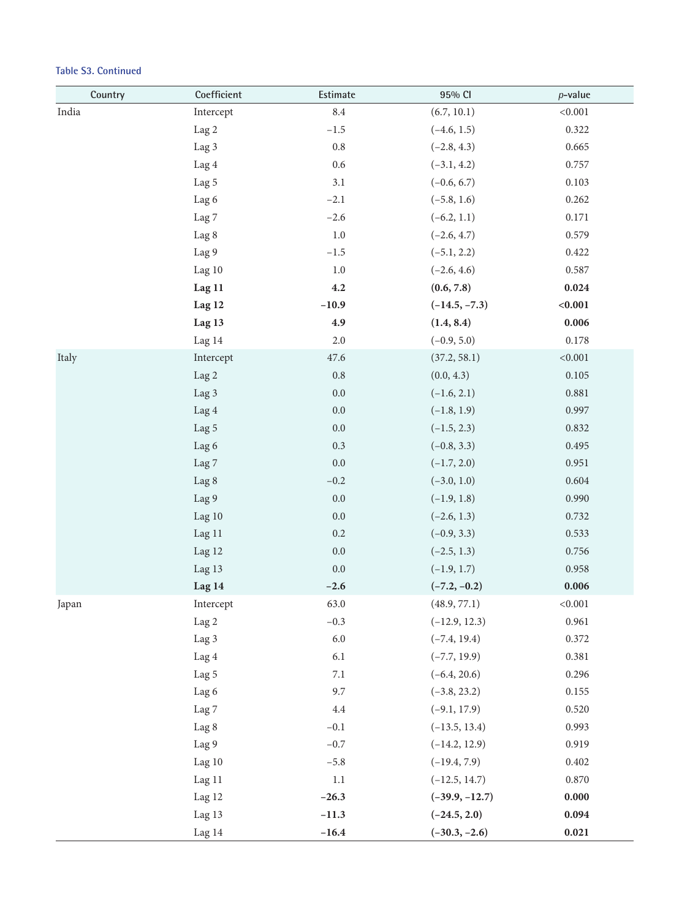Table S3. Continued

| Country | Coefficient | Estimate | 95% CI | *p*-value |
|---|---|---|---|---|
| India | Intercept | 8.4 | (6.7, 10.1) | <0.001 |
| | Lag 2 | −1.5 | (−4.6, 1.5) | 0.322 |
| | Lag 3 | 0.8 | (−2.8, 4.3) | 0.665 |
| | Lag 4 | 0.6 | (−3.1, 4.2) | 0.757 |
| | Lag 5 | 3.1 | (−0.6, 6.7) | 0.103 |
| | Lag 6 | −2.1 | (−5.8, 1.6) | 0.262 |
| | Lag 7 | −2.6 | (−6.2, 1.1) | 0.171 |
| | Lag 8 | 1.0 | (−2.6, 4.7) | 0.579 |
| | Lag 9 | −1.5 | (−5.1, 2.2) | 0.422 |
| | Lag 10 | 1.0 | (−2.6, 4.6) | 0.587 |
| | **Lag 11** | **4.2** | **(0.6, 7.8)** | **0.024** |
| | **Lag 12** | **−10.9** | **(−14.5, −7.3)** | **<0.001** |
| | **Lag 13** | **4.9** | **(1.4, 8.4)** | **0.006** |
| | Lag 14 | 2.0 | (−0.9, 5.0) | 0.178 |
| Italy | Intercept | 47.6 | (37.2, 58.1) | <0.001 |
| | Lag 2 | 0.8 | (0.0, 4.3) | 0.105 |
| | Lag 3 | 0.0 | (−1.6, 2.1) | 0.881 |
| | Lag 4 | 0.0 | (−1.8, 1.9) | 0.997 |
| | Lag 5 | 0.0 | (−1.5, 2.3) | 0.832 |
| | Lag 6 | 0.3 | (−0.8, 3.3) | 0.495 |
| | Lag 7 | 0.0 | (−1.7, 2.0) | 0.951 |
| | Lag 8 | −0.2 | (−3.0, 1.0) | 0.604 |
| | Lag 9 | 0.0 | (−1.9, 1.8) | 0.990 |
| | Lag 10 | 0.0 | (−2.6, 1.3) | 0.732 |
| | Lag 11 | 0.2 | (−0.9, 3.3) | 0.533 |
| | Lag 12 | 0.0 | (−2.5, 1.3) | 0.756 |
| | Lag 13 | 0.0 | (−1.9, 1.7) | 0.958 |
| | **Lag 14** | **−2.6** | **(−7.2, −0.2)** | **0.006** |
| Japan | Intercept | 63.0 | (48.9, 77.1) | <0.001 |
| | Lag 2 | −0.3 | (−12.9, 12.3) | 0.961 |
| | Lag 3 | 6.0 | (−7.4, 19.4) | 0.372 |
| | Lag 4 | 6.1 | (−7.7, 19.9) | 0.381 |
| | Lag 5 | 7.1 | (−6.4, 20.6) | 0.296 |
| | Lag 6 | 9.7 | (−3.8, 23.2) | 0.155 |
| | Lag 7 | 4.4 | (−9.1, 17.9) | 0.520 |
| | Lag 8 | −0.1 | (−13.5, 13.4) | 0.993 |
| | Lag 9 | −0.7 | (−14.2, 12.9) | 0.919 |
| | Lag 10 | −5.8 | (−19.4, 7.9) | 0.402 |
| | Lag 11 | 1.1 | (−12.5, 14.7) | 0.870 |
| | Lag 12 | **−26.3** | **(−39.9, −12.7)** | **0.000** |
| | Lag 13 | **−11.3** | **(−24.5, 2.0)** | **0.094** |
| | Lag 14 | **−16.4** | **(−30.3, −2.6)** | **0.021** |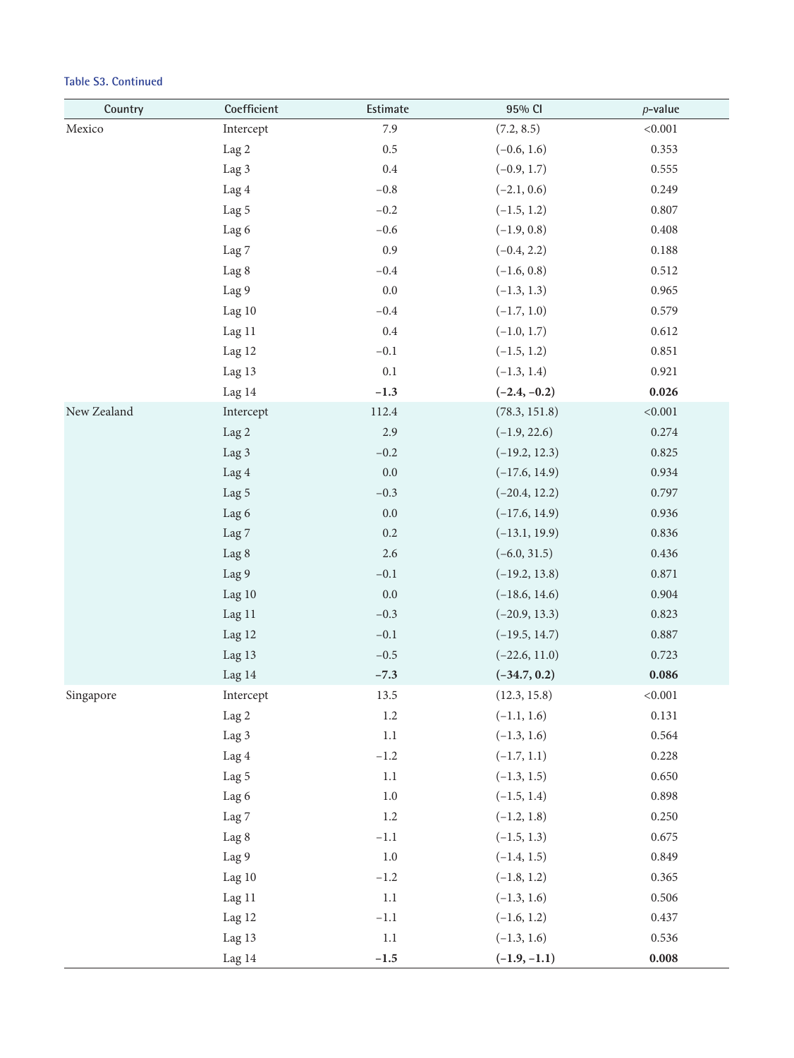Table S3. Continued

| Country | Coefficient | Estimate | 95% CI | *p*-value |
|---|---|---|---|---|
| Mexico | Intercept | 7.9 | (7.2, 8.5) | <0.001 |
| | Lag 2 | 0.5 | (−0.6, 1.6) | 0.353 |
| | Lag 3 | 0.4 | (−0.9, 1.7) | 0.555 |
| | Lag 4 | −0.8 | (−2.1, 0.6) | 0.249 |
| | Lag 5 | −0.2 | (−1.5, 1.2) | 0.807 |
| | Lag 6 | −0.6 | (−1.9, 0.8) | 0.408 |
| | Lag 7 | 0.9 | (−0.4, 2.2) | 0.188 |
| | Lag 8 | −0.4 | (−1.6, 0.8) | 0.512 |
| | Lag 9 | 0.0 | (−1.3, 1.3) | 0.965 |
| | Lag 10 | −0.4 | (−1.7, 1.0) | 0.579 |
| | Lag 11 | 0.4 | (−1.0, 1.7) | 0.612 |
| | Lag 12 | −0.1 | (−1.5, 1.2) | 0.851 |
| | Lag 13 | 0.1 | (−1.3, 1.4) | 0.921 |
| | Lag 14 | **−1.3** | **(−2.4, −0.2)** | **0.026** |
| New Zealand | Intercept | 112.4 | (78.3, 151.8) | <0.001 |
| | Lag 2 | 2.9 | (−1.9, 22.6) | 0.274 |
| | Lag 3 | −0.2 | (−19.2, 12.3) | 0.825 |
| | Lag 4 | 0.0 | (−17.6, 14.9) | 0.934 |
| | Lag 5 | −0.3 | (−20.4, 12.2) | 0.797 |
| | Lag 6 | 0.0 | (−17.6, 14.9) | 0.936 |
| | Lag 7 | 0.2 | (−13.1, 19.9) | 0.836 |
| | Lag 8 | 2.6 | (−6.0, 31.5) | 0.436 |
| | Lag 9 | −0.1 | (−19.2, 13.8) | 0.871 |
| | Lag 10 | 0.0 | (−18.6, 14.6) | 0.904 |
| | Lag 11 | −0.3 | (−20.9, 13.3) | 0.823 |
| | Lag 12 | −0.1 | (−19.5, 14.7) | 0.887 |
| | Lag 13 | −0.5 | (−22.6, 11.0) | 0.723 |
| | Lag 14 | **−7.3** | **(−34.7, 0.2)** | **0.086** |
| Singapore | Intercept | 13.5 | (12.3, 15.8) | <0.001 |
| | Lag 2 | 1.2 | (−1.1, 1.6) | 0.131 |
| | Lag 3 | 1.1 | (−1.3, 1.6) | 0.564 |
| | Lag 4 | −1.2 | (−1.7, 1.1) | 0.228 |
| | Lag 5 | 1.1 | (−1.3, 1.5) | 0.650 |
| | Lag 6 | 1.0 | (−1.5, 1.4) | 0.898 |
| | Lag 7 | 1.2 | (−1.2, 1.8) | 0.250 |
| | Lag 8 | −1.1 | (−1.5, 1.3) | 0.675 |
| | Lag 9 | 1.0 | (−1.4, 1.5) | 0.849 |
| | Lag 10 | −1.2 | (−1.8, 1.2) | 0.365 |
| | Lag 11 | 1.1 | (−1.3, 1.6) | 0.506 |
| | Lag 12 | −1.1 | (−1.6, 1.2) | 0.437 |
| | Lag 13 | 1.1 | (−1.3, 1.6) | 0.536 |
| | Lag 14 | **−1.5** | **(−1.9, −1.1)** | **0.008** |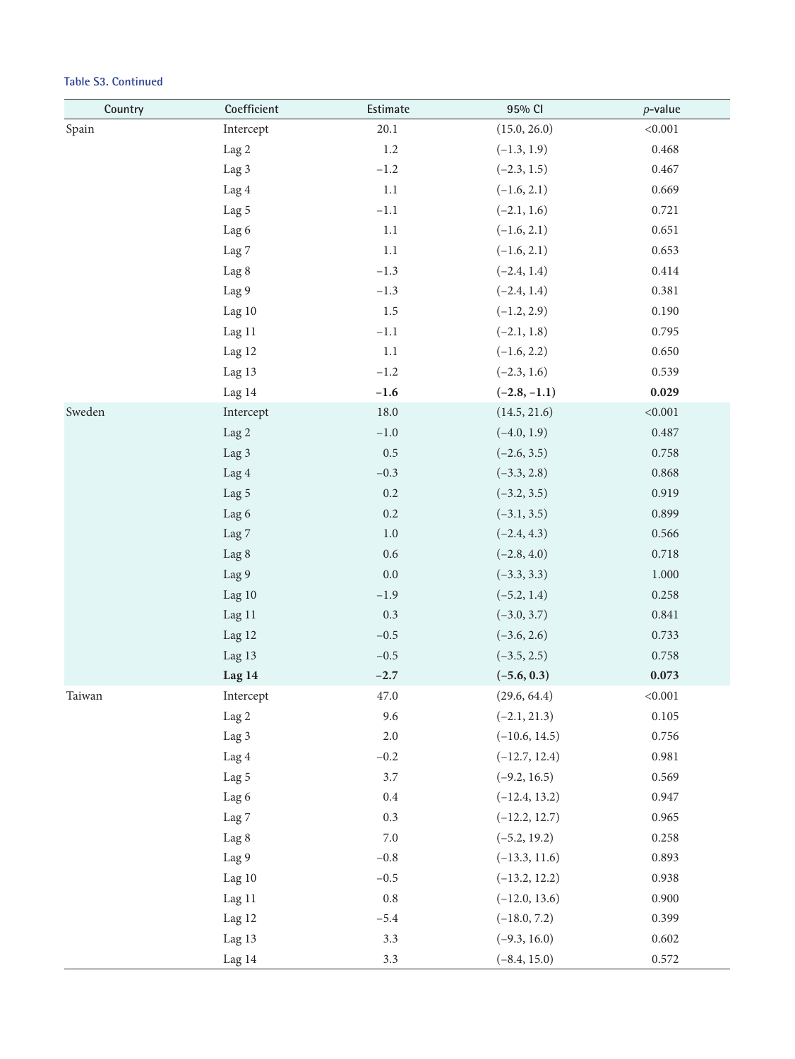Table S3. Continued

| Country | Coefficient | Estimate | 95% CI | *p*-value |
|---|---|---|---|---|
| Spain | Intercept | 20.1 | (15.0, 26.0) | <0.001 |
| | Lag 2 | 1.2 | (−1.3, 1.9) | 0.468 |
| | Lag 3 | −1.2 | (−2.3, 1.5) | 0.467 |
| | Lag 4 | 1.1 | (−1.6, 2.1) | 0.669 |
| | Lag 5 | −1.1 | (−2.1, 1.6) | 0.721 |
| | Lag 6 | 1.1 | (−1.6, 2.1) | 0.651 |
| | Lag 7 | 1.1 | (−1.6, 2.1) | 0.653 |
| | Lag 8 | −1.3 | (−2.4, 1.4) | 0.414 |
| | Lag 9 | −1.3 | (−2.4, 1.4) | 0.381 |
| | Lag 10 | 1.5 | (−1.2, 2.9) | 0.190 |
| | Lag 11 | −1.1 | (−2.1, 1.8) | 0.795 |
| | Lag 12 | 1.1 | (−1.6, 2.2) | 0.650 |
| | Lag 13 | −1.2 | (−2.3, 1.6) | 0.539 |
| | Lag 14 | **−1.6** | **(−2.8, −1.1)** | **0.029** |
| Sweden | Intercept | 18.0 | (14.5, 21.6) | <0.001 |
| | Lag 2 | −1.0 | (−4.0, 1.9) | 0.487 |
| | Lag 3 | 0.5 | (−2.6, 3.5) | 0.758 |
| | Lag 4 | −0.3 | (−3.3, 2.8) | 0.868 |
| | Lag 5 | 0.2 | (−3.2, 3.5) | 0.919 |
| | Lag 6 | 0.2 | (−3.1, 3.5) | 0.899 |
| | Lag 7 | 1.0 | (−2.4, 4.3) | 0.566 |
| | Lag 8 | 0.6 | (−2.8, 4.0) | 0.718 |
| | Lag 9 | 0.0 | (−3.3, 3.3) | 1.000 |
| | Lag 10 | −1.9 | (−5.2, 1.4) | 0.258 |
| | Lag 11 | 0.3 | (−3.0, 3.7) | 0.841 |
| | Lag 12 | −0.5 | (−3.6, 2.6) | 0.733 |
| | Lag 13 | −0.5 | (−3.5, 2.5) | 0.758 |
| | **Lag 14** | **−2.7** | **(−5.6, 0.3)** | **0.073** |
| Taiwan | Intercept | 47.0 | (29.6, 64.4) | <0.001 |
| | Lag 2 | 9.6 | (−2.1, 21.3) | 0.105 |
| | Lag 3 | 2.0 | (−10.6, 14.5) | 0.756 |
| | Lag 4 | −0.2 | (−12.7, 12.4) | 0.981 |
| | Lag 5 | 3.7 | (−9.2, 16.5) | 0.569 |
| | Lag 6 | 0.4 | (−12.4, 13.2) | 0.947 |
| | Lag 7 | 0.3 | (−12.2, 12.7) | 0.965 |
| | Lag 8 | 7.0 | (−5.2, 19.2) | 0.258 |
| | Lag 9 | −0.8 | (−13.3, 11.6) | 0.893 |
| | Lag 10 | −0.5 | (−13.2, 12.2) | 0.938 |
| | Lag 11 | 0.8 | (−12.0, 13.6) | 0.900 |
| | Lag 12 | −5.4 | (−18.0, 7.2) | 0.399 |
| | Lag 13 | 3.3 | (−9.3, 16.0) | 0.602 |
| | Lag 14 | 3.3 | (−8.4, 15.0) | 0.572 |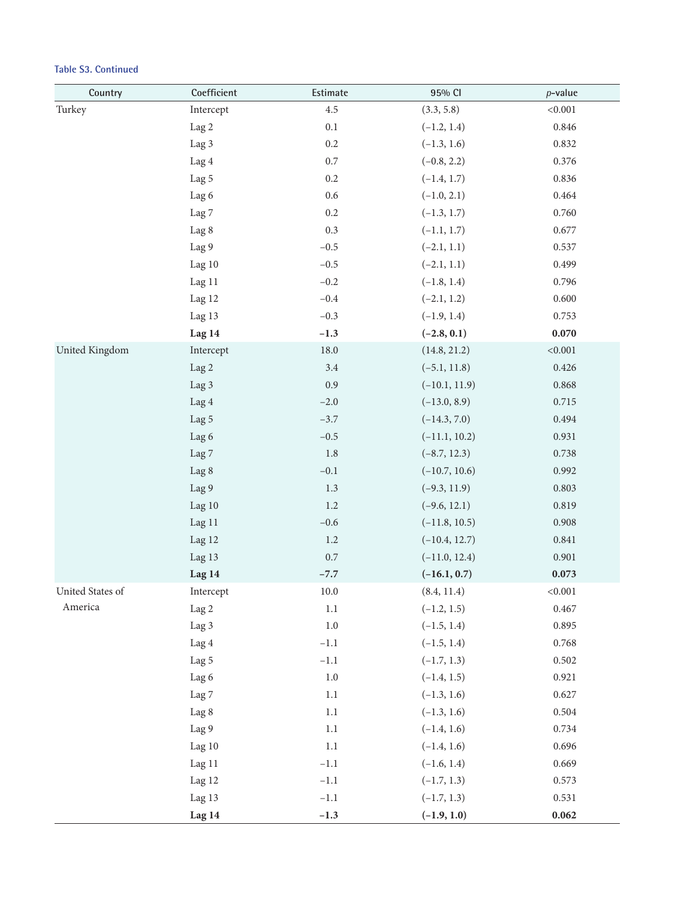**Table S3. Continued**

| Country | Coefficient | Estimate | 95% CI | *p*-value |
|---|---|---|---|---|
| Turkey | Intercept | 4.5 | (3.3, 5.8) | <0.001 |
| | Lag 2 | 0.1 | (−1.2, 1.4) | 0.846 |
| | Lag 3 | 0.2 | (−1.3, 1.6) | 0.832 |
| | Lag 4 | 0.7 | (−0.8, 2.2) | 0.376 |
| | Lag 5 | 0.2 | (−1.4, 1.7) | 0.836 |
| | Lag 6 | 0.6 | (−1.0, 2.1) | 0.464 |
| | Lag 7 | 0.2 | (−1.3, 1.7) | 0.760 |
| | Lag 8 | 0.3 | (−1.1, 1.7) | 0.677 |
| | Lag 9 | −0.5 | (−2.1, 1.1) | 0.537 |
| | Lag 10 | −0.5 | (−2.1, 1.1) | 0.499 |
| | Lag 11 | −0.2 | (−1.8, 1.4) | 0.796 |
| | Lag 12 | −0.4 | (−2.1, 1.2) | 0.600 |
| | Lag 13 | −0.3 | (−1.9, 1.4) | 0.753 |
| | **Lag 14** | **−1.3** | **(−2.8, 0.1)** | **0.070** |
| United Kingdom | Intercept | 18.0 | (14.8, 21.2) | <0.001 |
| | Lag 2 | 3.4 | (−5.1, 11.8) | 0.426 |
| | Lag 3 | 0.9 | (−10.1, 11.9) | 0.868 |
| | Lag 4 | −2.0 | (−13.0, 8.9) | 0.715 |
| | Lag 5 | −3.7 | (−14.3, 7.0) | 0.494 |
| | Lag 6 | −0.5 | (−11.1, 10.2) | 0.931 |
| | Lag 7 | 1.8 | (−8.7, 12.3) | 0.738 |
| | Lag 8 | −0.1 | (−10.7, 10.6) | 0.992 |
| | Lag 9 | 1.3 | (−9.3, 11.9) | 0.803 |
| | Lag 10 | 1.2 | (−9.6, 12.1) | 0.819 |
| | Lag 11 | −0.6 | (−11.8, 10.5) | 0.908 |
| | Lag 12 | 1.2 | (−10.4, 12.7) | 0.841 |
| | Lag 13 | 0.7 | (−11.0, 12.4) | 0.901 |
| | **Lag 14** | **−7.7** | **(−16.1, 0.7)** | **0.073** |
| United States of America | Intercept | 10.0 | (8.4, 11.4) | <0.001 |
| | Lag 2 | 1.1 | (−1.2, 1.5) | 0.467 |
| | Lag 3 | 1.0 | (−1.5, 1.4) | 0.895 |
| | Lag 4 | −1.1 | (−1.5, 1.4) | 0.768 |
| | Lag 5 | −1.1 | (−1.7, 1.3) | 0.502 |
| | Lag 6 | 1.0 | (−1.4, 1.5) | 0.921 |
| | Lag 7 | 1.1 | (−1.3, 1.6) | 0.627 |
| | Lag 8 | 1.1 | (−1.3, 1.6) | 0.504 |
| | Lag 9 | 1.1 | (−1.4, 1.6) | 0.734 |
| | Lag 10 | 1.1 | (−1.4, 1.6) | 0.696 |
| | Lag 11 | −1.1 | (−1.6, 1.4) | 0.669 |
| | Lag 12 | −1.1 | (−1.7, 1.3) | 0.573 |
| | Lag 13 | −1.1 | (−1.7, 1.3) | 0.531 |
| | **Lag 14** | **−1.3** | **(−1.9, 1.0)** | **0.062** |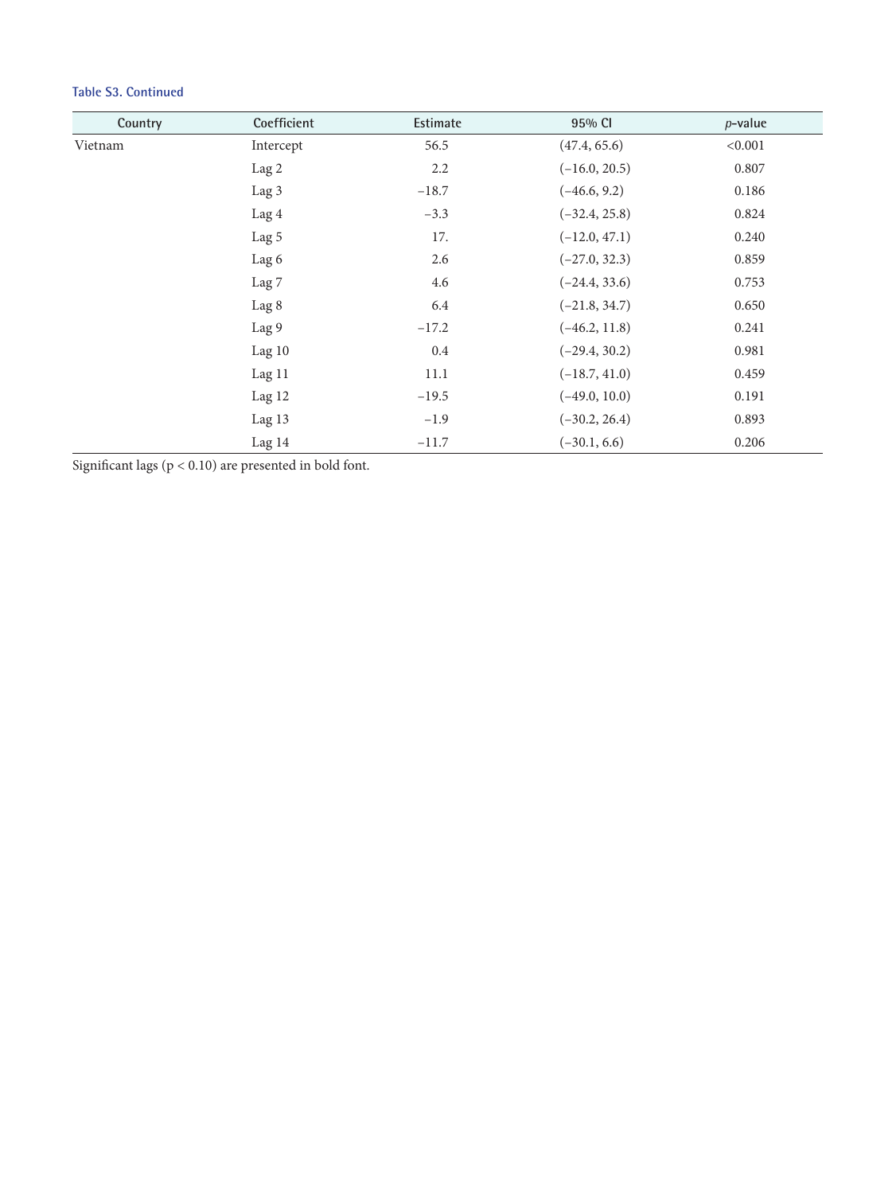**Table S3. Continued**

| Country | Coefficient | Estimate | 95% CI | *p*-value |
|---|---|---|---|---|
| Vietnam | Intercept | 56.5 | (47.4, 65.6) | <0.001 |
| | Lag 2 | 2.2 | (−16.0, 20.5) | 0.807 |
| | Lag 3 | −18.7 | (−46.6, 9.2) | 0.186 |
| | Lag 4 | −3.3 | (−32.4, 25.8) | 0.824 |
| | Lag 5 | 17. | (−12.0, 47.1) | 0.240 |
| | Lag 6 | 2.6 | (−27.0, 32.3) | 0.859 |
| | Lag 7 | 4.6 | (−24.4, 33.6) | 0.753 |
| | Lag 8 | 6.4 | (−21.8, 34.7) | 0.650 |
| | Lag 9 | −17.2 | (−46.2, 11.8) | 0.241 |
| | Lag 10 | 0.4 | (−29.4, 30.2) | 0.981 |
| | Lag 11 | 11.1 | (−18.7, 41.0) | 0.459 |
| | Lag 12 | −19.5 | (−49.0, 10.0) | 0.191 |
| | Lag 13 | −1.9 | (−30.2, 26.4) | 0.893 |
| | Lag 14 | −11.7 | (−30.1, 6.6) | 0.206 |

Significant lags ($p < 0.10$) are presented in bold font.